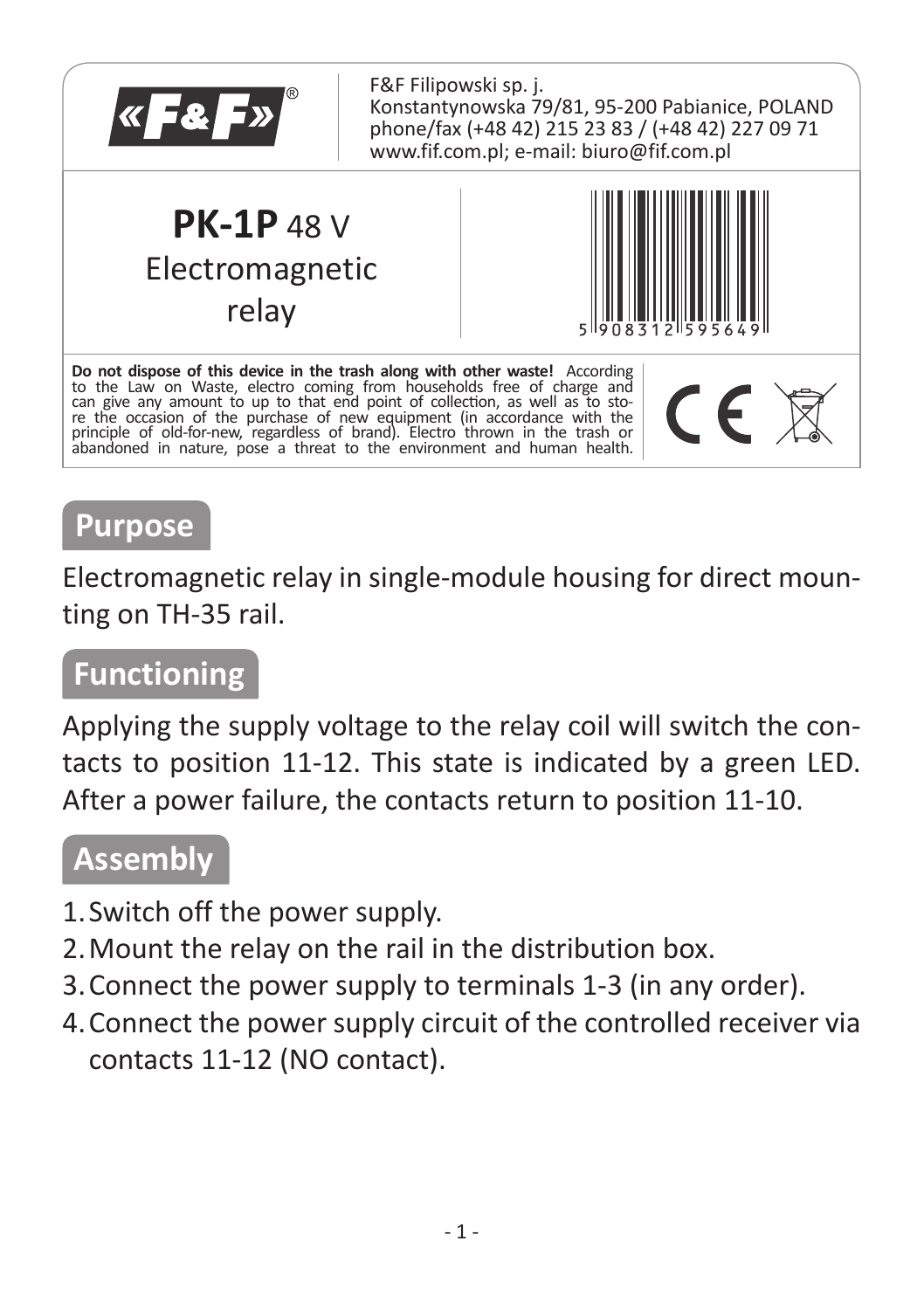F&F Filipowski sp. j.
Konstantynowska 79/81, 95-200 Pabianice, POLAND
phone/fax (+48 42) 215 23 83 / (+48 42) 227 09 71
www.fif.com.pl; e-mail: biuro@fif.com.pl

# **PK-1P** 48 V
# Electromagnetic relay

5 908312 595649

**Do not dispose of this device in the trash along with other waste!** According to the Law on Waste, electro coming from households free of charge and can give any amount to up to that end point of collection, as well as to store the occasion of the purchase of new equipment (in accordance with the principle of old-for-new, regardless of brand). Electro thrown in the trash or abandoned in nature, pose a threat to the environment and human health.

## Purpose

Electromagnetic relay in single-module housing for direct mounting on TH-35 rail.

## Functioning

Applying the supply voltage to the relay coil will switch the contacts to position 11-12. This state is indicated by a green LED. After a power failure, the contacts return to position 11-10.

## Assembly

1. Switch off the power supply.
2. Mount the relay on the rail in the distribution box.
3. Connect the power supply to terminals 1-3 (in any order).
4. Connect the power supply circuit of the controlled receiver via contacts 11-12 (NO contact).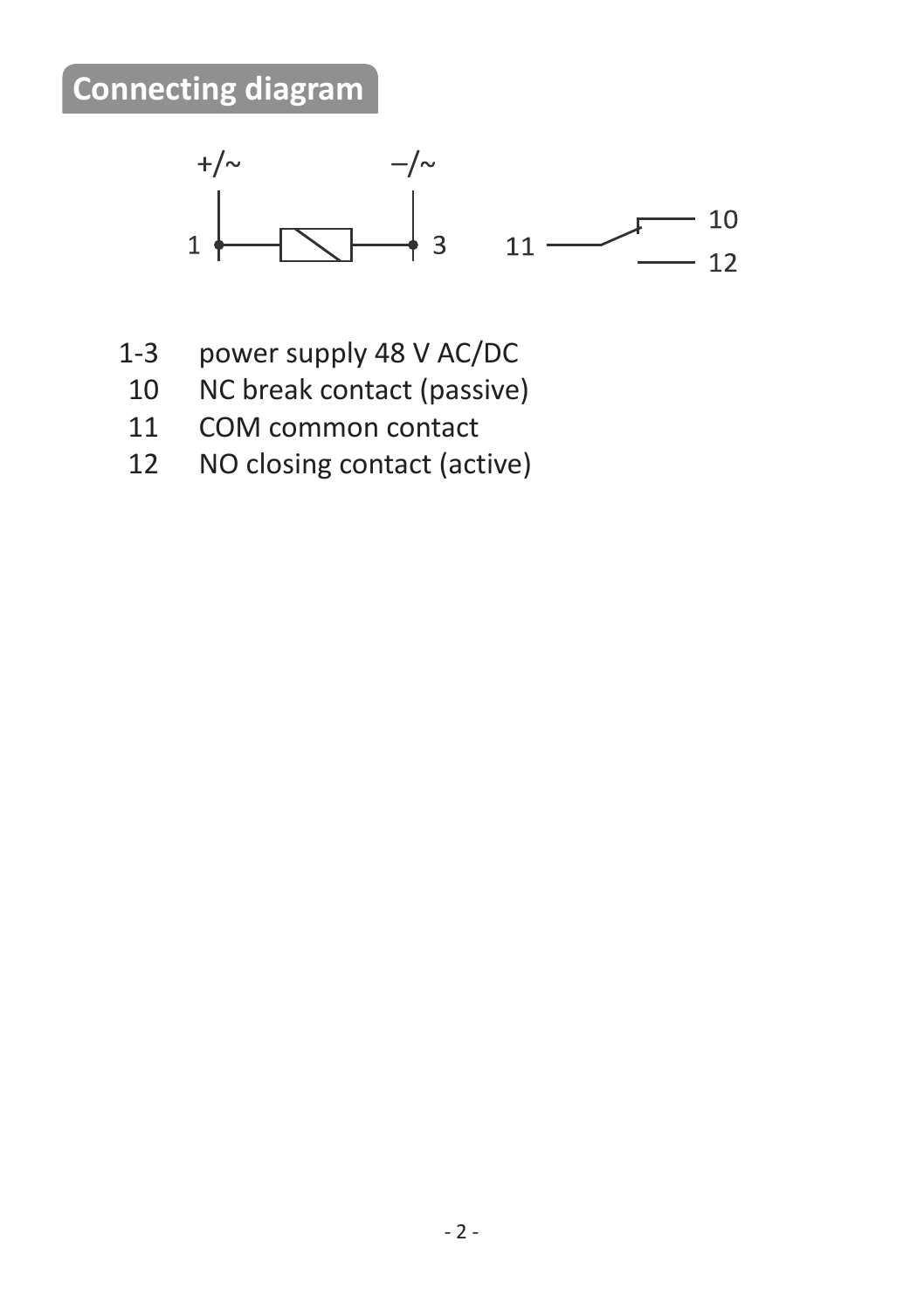## Connecting diagram

| | |
|---|---|
| 1-3 | power supply 48 V AC/DC |
| 10 | NC break contact (passive) |
| 11 | COM common contact |
| 12 | NO closing contact (active) |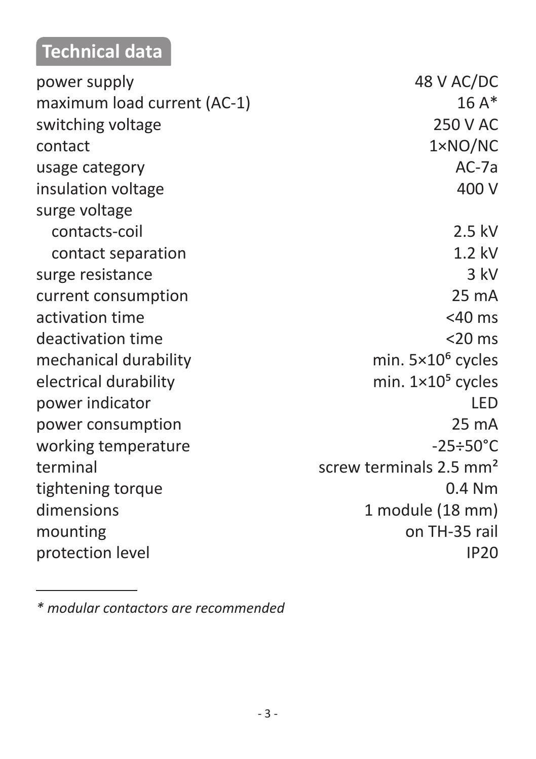## Technical data

| | |
|---|---|
| power supply | 48 V AC/DC |
| maximum load current (AC-1) | 16 A* |
| switching voltage | 250 V AC |
| contact | 1×NO/NC |
| usage category | AC-7a |
| insulation voltage | 400 V |
| surge voltage | |
| contacts-coil | 2.5 kV |
| contact separation | 1.2 kV |
| surge resistance | 3 kV |
| current consumption | 25 mA |
| activation time | <40 ms |
| deactivation time | <20 ms |
| mechanical durability | min. $5×10^6$ cycles |
| electrical durability | min. $1×10^5$ cycles |
| power indicator | LED |
| power consumption | 25 mA |
| working temperature | -25÷50°C |
| terminal | screw terminals 2.5 mm² |
| tightening torque | 0.4 Nm |
| dimensions | 1 module (18 mm) |
| mounting | on TH-35 rail |
| protection level | IP20 |

---

*\* modular contactors are recommended*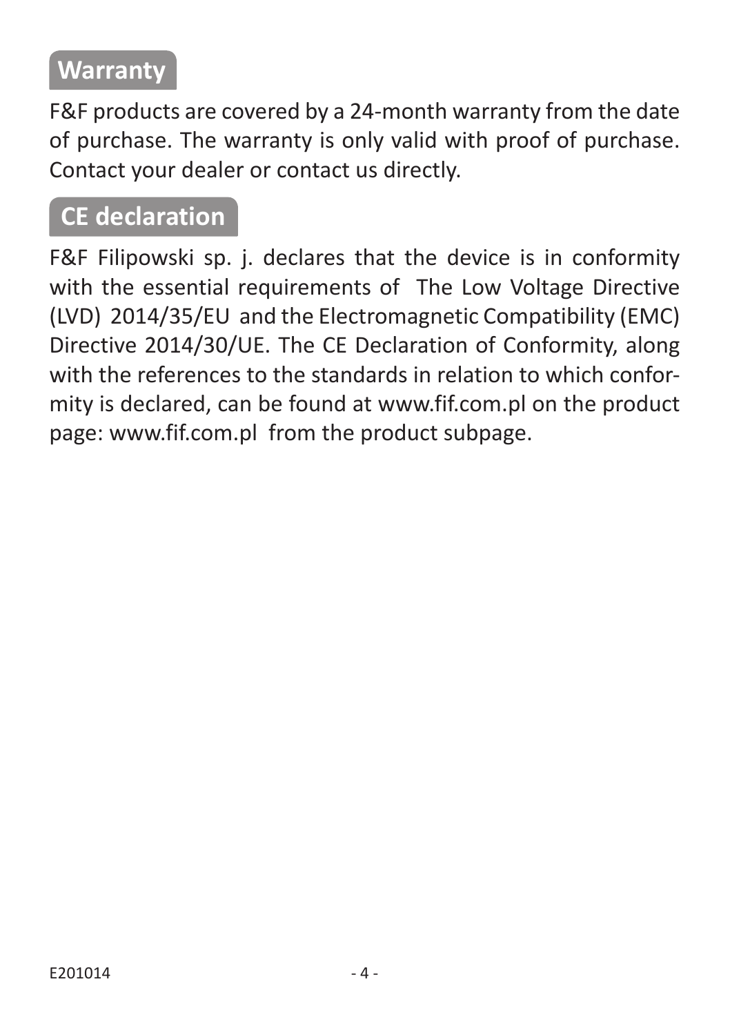## Warranty

F&F products are covered by a 24-month warranty from the date of purchase. The warranty is only valid with proof of purchase. Contact your dealer or contact us directly.

## CE declaration

F&F Filipowski sp. j. declares that the device is in conformity with the essential requirements of The Low Voltage Directive (LVD) 2014/35/EU and the Electromagnetic Compatibility (EMC) Directive 2014/30/UE. The CE Declaration of Conformity, along with the references to the standards in relation to which conformity is declared, can be found at www.fif.com.pl on the product page: www.fif.com.pl from the product subpage.

E201014